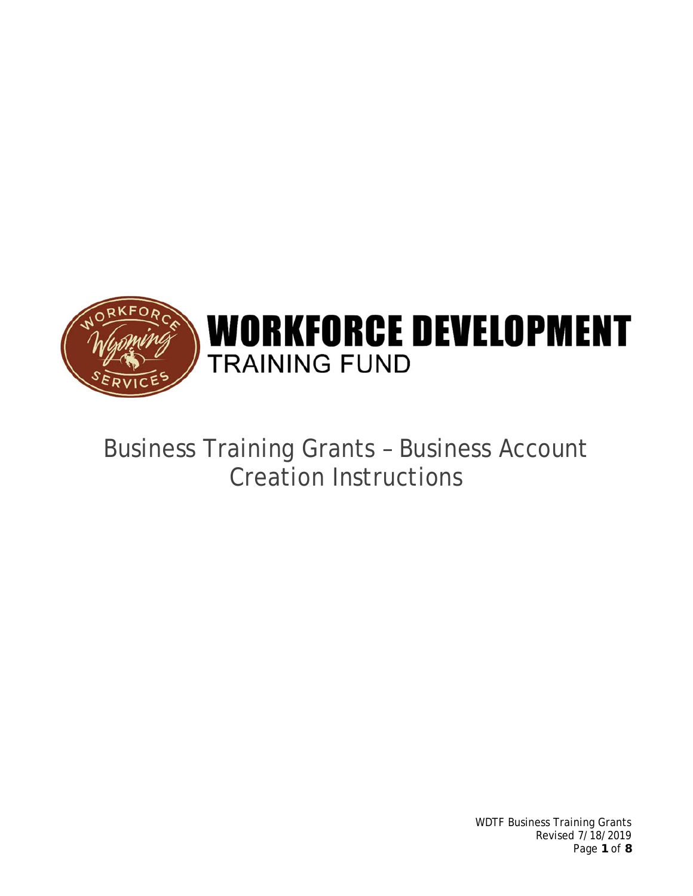# WORKFORCE DEVELOPMENT
## TRAINING FUND

# Business Training Grants – Business Account Creation Instructions

WDTF Business Training Grants
Revised 7/18/2019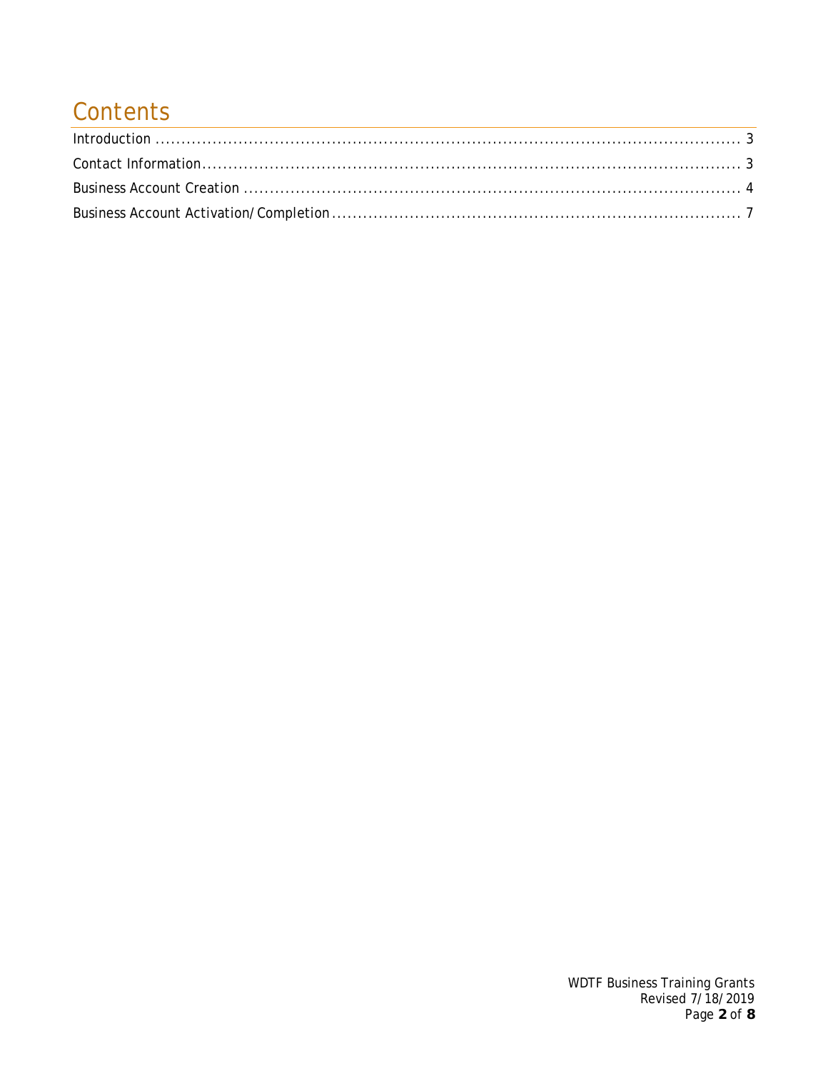# Contents

Introduction ............................................................................................................... 3

Contact Information..................................................................................................... 3

Business Account Creation .......................................................................................... 4

Business Account Activation/Completion ....................................................................... 7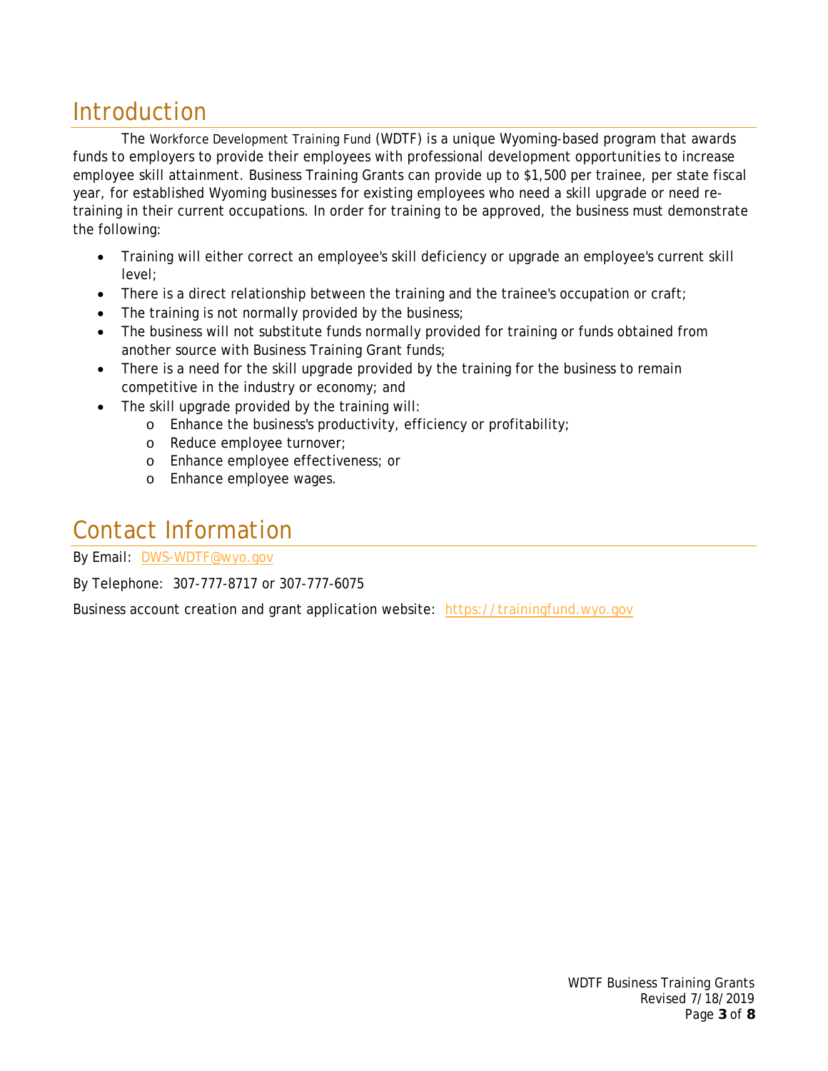# Introduction

The Workforce Development Training Fund (WDTF) is a unique Wyoming-based program that awards funds to employers to provide their employees with professional development opportunities to increase employee skill attainment. Business Training Grants can provide up to $1,500 per trainee, per state fiscal year, for established Wyoming businesses for existing employees who need a skill upgrade or need re-training in their current occupations. In order for training to be approved, the business must demonstrate the following:

- Training will either correct an employee's skill deficiency or upgrade an employee's current skill level;
- There is a direct relationship between the training and the trainee's occupation or craft;
- The training is not normally provided by the business;
- The business will not substitute funds normally provided for training or funds obtained from another source with Business Training Grant funds;
- There is a need for the skill upgrade provided by the training for the business to remain competitive in the industry or economy; and
- The skill upgrade provided by the training will:
  - Enhance the business's productivity, efficiency or profitability;
  - Reduce employee turnover;
  - Enhance employee effectiveness; or
  - Enhance employee wages.

# Contact Information

By Email: DWS-WDTF@wyo.gov

By Telephone: 307-777-8717 or 307-777-6075

Business account creation and grant application website: https://trainingfund.wyo.gov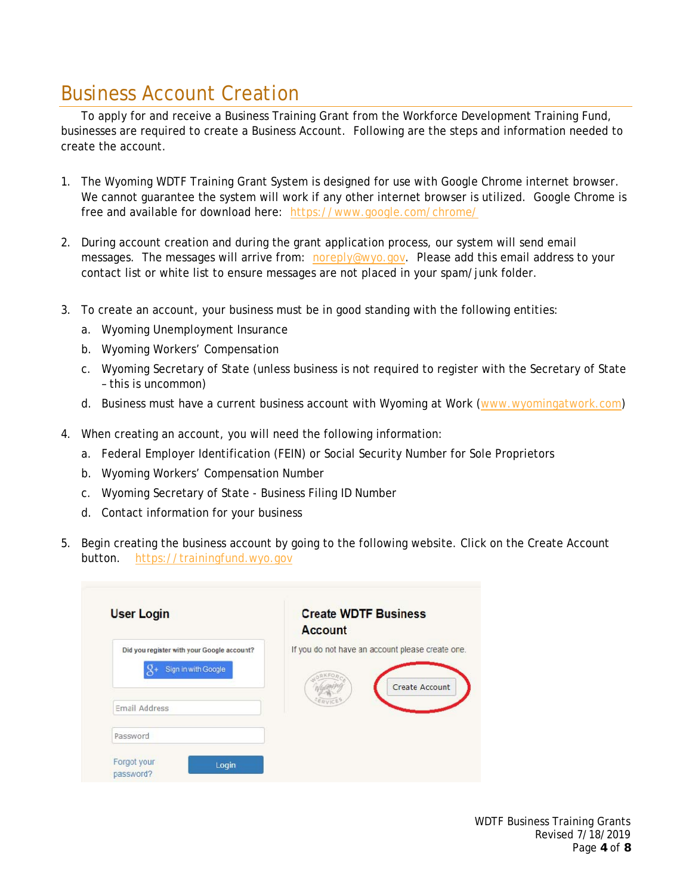# Business Account Creation

To apply for and receive a Business Training Grant from the Workforce Development Training Fund, businesses are required to create a Business Account. Following are the steps and information needed to create the account.

1. The Wyoming WDTF Training Grant System is designed for use with Google Chrome internet browser. We cannot guarantee the system will work if any other internet browser is utilized. Google Chrome is free and available for download here: https://www.google.com/chrome/

2. During account creation and during the grant application process, our system will send email messages. The messages will arrive from: noreply@wyo.gov. Please add this email address to your contact list or white list to ensure messages are not placed in your spam/junk folder.

3. To create an account, your business must be in good standing with the following entities:
   a. Wyoming Unemployment Insurance
   b. Wyoming Workers' Compensation
   c. Wyoming Secretary of State (unless business is not required to register with the Secretary of State – this is uncommon)
   d. Business must have a current business account with Wyoming at Work (www.wyomingatwork.com)

4. When creating an account, you will need the following information:
   a. Federal Employer Identification (FEIN) or Social Security Number for Sole Proprietors
   b. Wyoming Workers' Compensation Number
   c. Wyoming Secretary of State - Business Filing ID Number
   d. Contact information for your business

5. Begin creating the business account by going to the following website. Click on the Create Account button. https://trainingfund.wyo.gov

User Login

Did you register with your Google account?

Sign in with Google

Email Address

Password

Forgot your password?

Login

Create WDTF Business Account

If you do not have an account please create one.

Create Account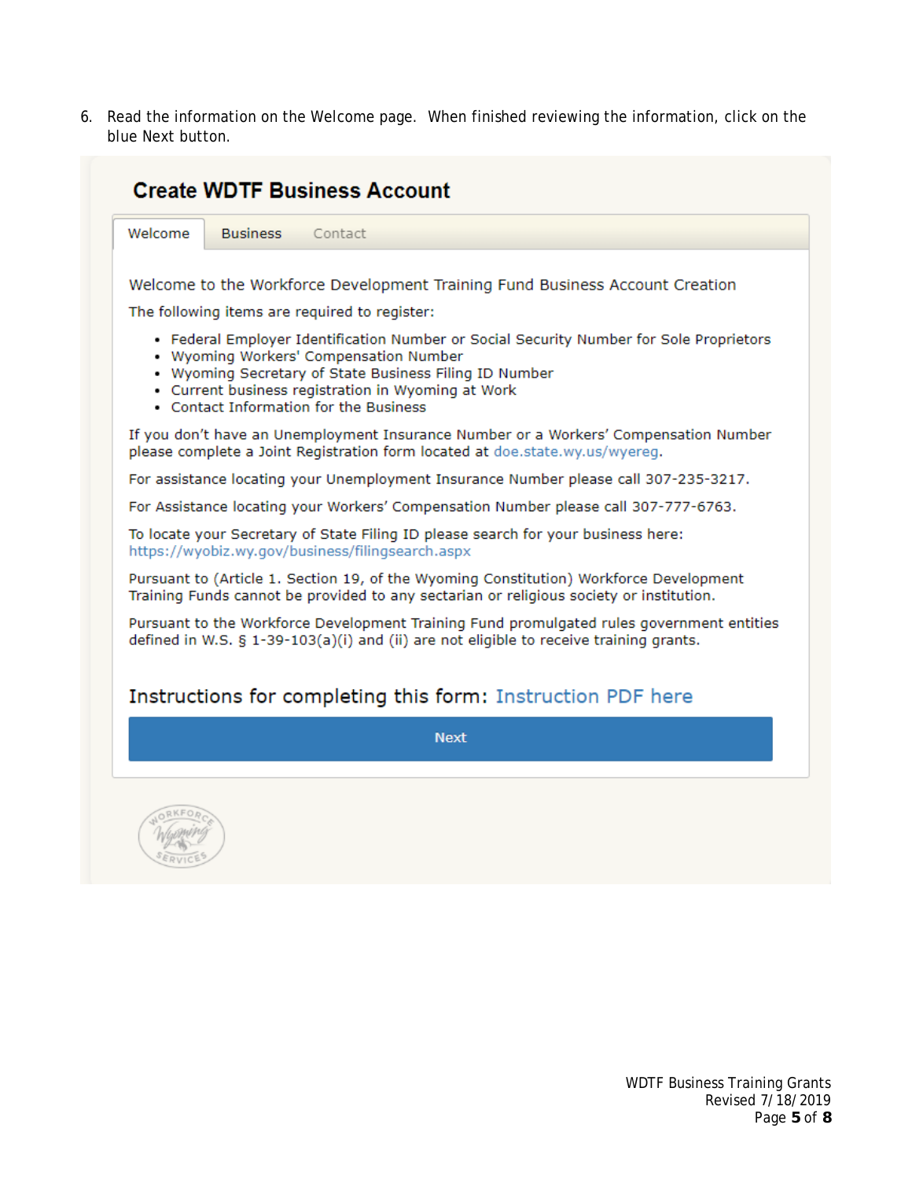6. Read the information on the Welcome page. When finished reviewing the information, click on the blue Next button.

## Create WDTF Business Account

Welcome | Business | Contact

Welcome to the Workforce Development Training Fund Business Account Creation

The following items are required to register:

- Federal Employer Identification Number or Social Security Number for Sole Proprietors
- Wyoming Workers' Compensation Number
- Wyoming Secretary of State Business Filing ID Number
- Current business registration in Wyoming at Work
- Contact Information for the Business

If you don't have an Unemployment Insurance Number or a Workers' Compensation Number please complete a Joint Registration form located at doe.state.wy.us/wyereg.

For assistance locating your Unemployment Insurance Number please call 307-235-3217.

For Assistance locating your Workers' Compensation Number please call 307-777-6763.

To locate your Secretary of State Filing ID please search for your business here: https://wyobiz.wy.gov/business/filingsearch.aspx

Pursuant to (Article 1. Section 19, of the Wyoming Constitution) Workforce Development Training Funds cannot be provided to any sectarian or religious society or institution.

Pursuant to the Workforce Development Training Fund promulgated rules government entities defined in W.S. § 1-39-103(a)(i) and (ii) are not eligible to receive training grants.

Instructions for completing this form: Instruction PDF here

Next

WDTF Business Training Grants
Revised 7/18/2019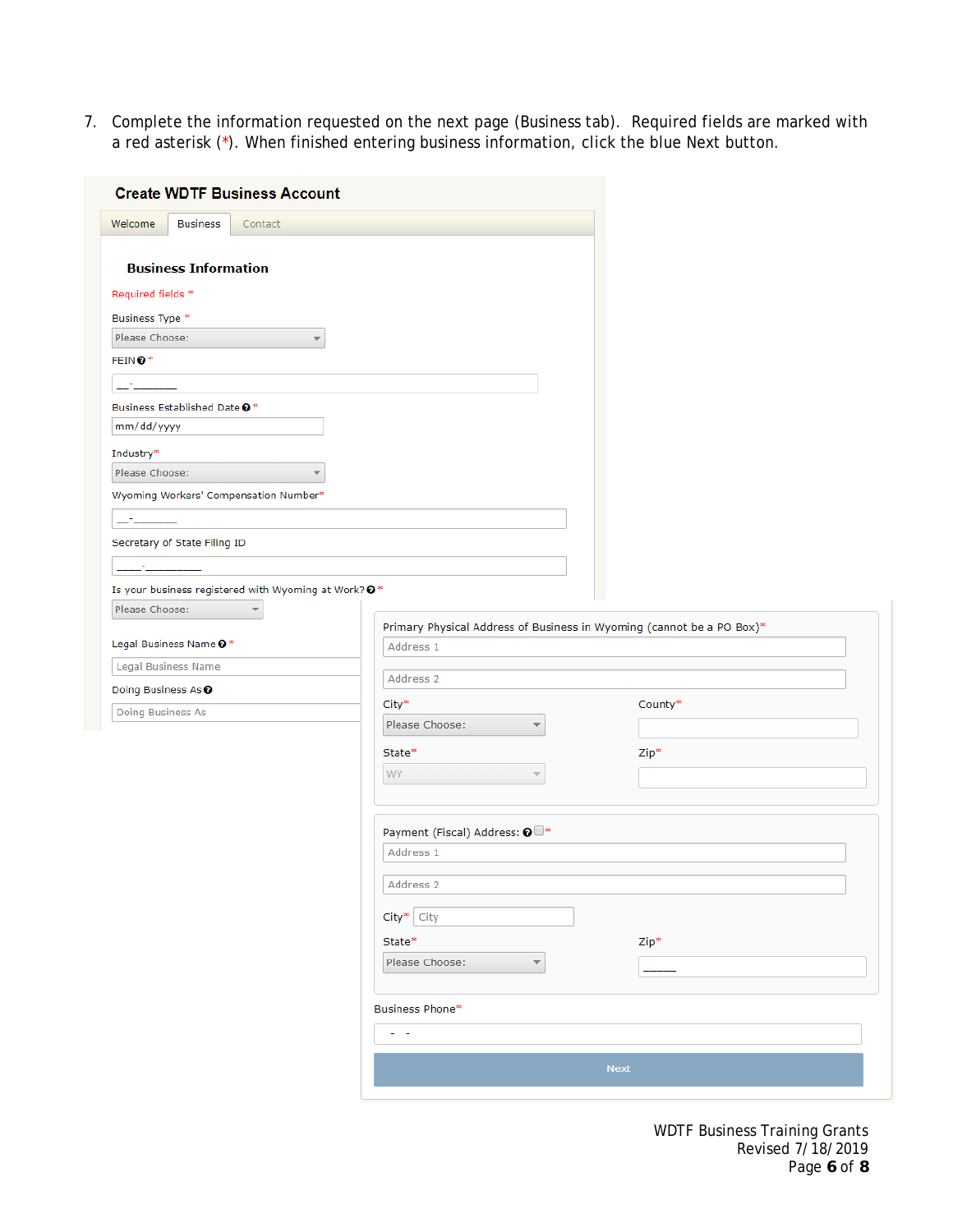7. Complete the information requested on the next page (Business tab). Required fields are marked with a red asterisk (*). When finished entering business information, click the blue Next button.

**Create WDTF Business Account**

Welcome | Business | Contact

**Business Information**

Required fields *

Business Type *

Please Choose:

FEIN *

__-_______

Business Established Date *

mm/dd/yyyy

Industry*

Please Choose:

Wyoming Workers' Compensation Number*

__-_______

Secretary of State Filing ID

____-_________

Is your business registered with Wyoming at Work? *

Please Choose:

Legal Business Name *

Legal Business Name

Doing Business As

Doing Business As

Primary Physical Address of Business in Wyoming (cannot be a PO Box)*

Address 1

Address 2

City* | County*

Please Choose:

State* | Zip*

WY

Payment (Fiscal) Address: *

Address 1

Address 2

City* City

State* | Zip*

Please Choose: | _____

Business Phone*

\- -

Next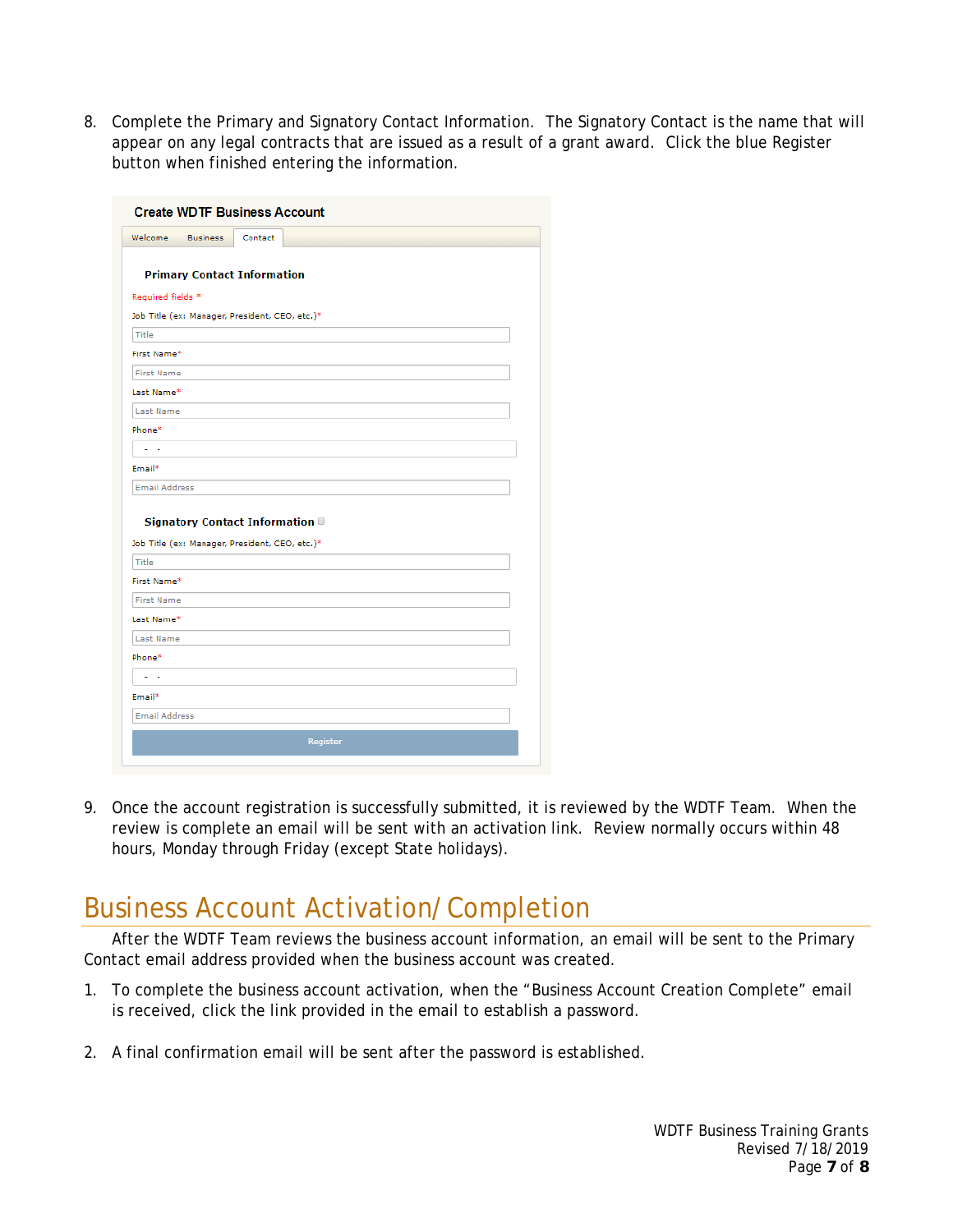8. Complete the Primary and Signatory Contact Information. The Signatory Contact is the name that will appear on any legal contracts that are issued as a result of a grant award. Click the blue Register button when finished entering the information.

**Create WDTF Business Account**

Welcome | Business | Contact

**Primary Contact Information**

Required fields *

Job Title (ex: Manager, President, CEO, etc.)*

First Name*

Last Name*

Phone*

Email*

**Signatory Contact Information**

Job Title (ex: Manager, President, CEO, etc.)*

First Name*

Last Name*

Phone*

Email*

Register

9. Once the account registration is successfully submitted, it is reviewed by the WDTF Team. When the review is complete an email will be sent with an activation link. Review normally occurs within 48 hours, Monday through Friday (except State holidays).

# Business Account Activation/Completion

After the WDTF Team reviews the business account information, an email will be sent to the Primary Contact email address provided when the business account was created.

1. To complete the business account activation, when the "Business Account Creation Complete" email is received, click the link provided in the email to establish a password.

2. A final confirmation email will be sent after the password is established.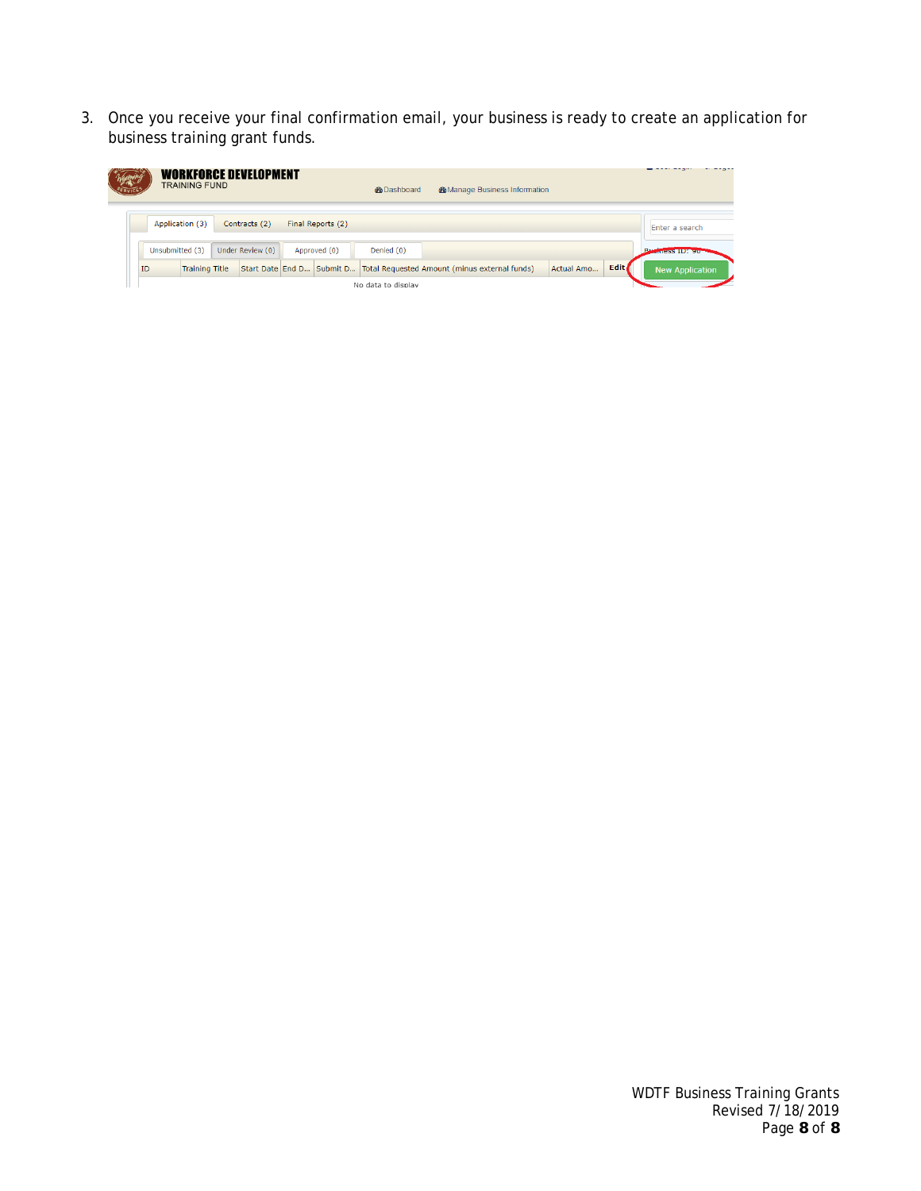3. Once you receive your final confirmation email, your business is ready to create an application for business training grant funds.

WORKFORCE DEVELOPMENT
TRAINING FUND

Dashboard
Manage Business Information

Application (3)
Contracts (2)
Final Reports (2)

Enter a search

Unsubmitted (3)
Under Review (0)
Approved (0)
Denied (0)

| ID | Training Title | Start Date | End D... | Submit D... | Total Requested Amount (minus external funds) | Actual Amo... | Edit |
|---|---|---|---|---|---|---|---|

No data to display

New Application